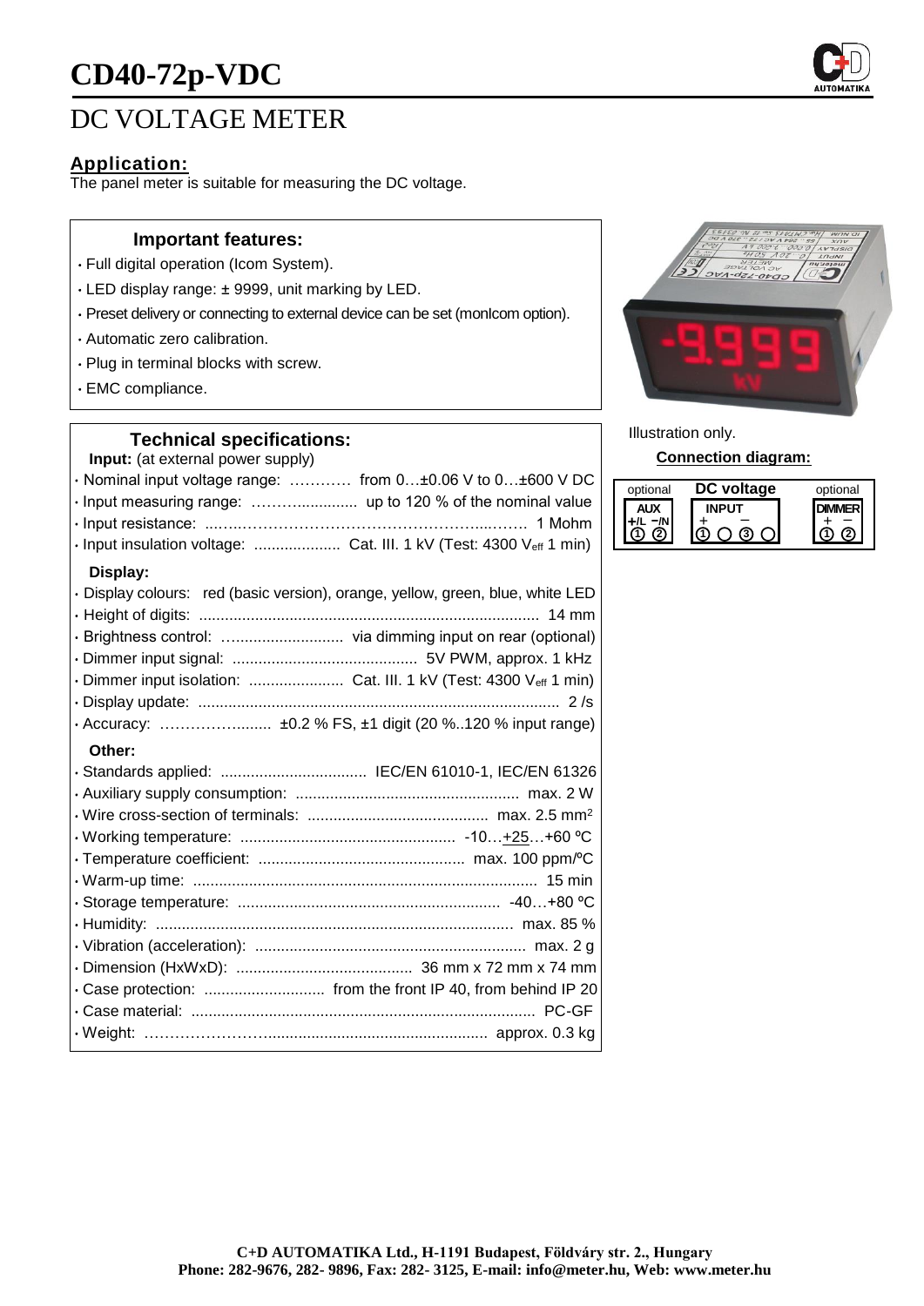# CD40-72p-VDC

## DC VOLTAGE METER

### Application:

The panel meter is suitable for measuring the DC voltage.

#### Important features:

- Full digital operation (Icom System).
- LED display range: ± 9999, unit marking by LED.
- Preset delivery or connecting to external device can be set (monIcom option).
- Automatic zero calibration.
- Plug in terminal blocks with screw.
- EMC compliance.

#### Technical specifications:

**Input:** (at external power supply)

- Nominal input voltage range: ………… from 0…±0.06 V to 0…±600 V DC
- Input measuring range: ……….............. up to 120 % of the nominal value
- Input resistance: ...…..……………………………………...……. 1 Mohm
- Input insulation voltage: .................... Cat. III. 1 kV (Test: 4300 $V_{eff}$ 1 min)

**Display:**

- Display colours: red (basic version), orange, yellow, green, blue, white LED
- Height of digits: .............................................................................. 14 mm
- Brightness control: …......................... via dimming input on rear (optional)
- Dimmer input signal: .......................................... 5V PWM, approx. 1 kHz
- Dimmer input isolation: ...................... Cat. III. 1 kV (Test: 4300 $V_{eff}$ 1 min)
- Display update: .................................................................................. 2 /s
- Accuracy: ………………........ ±0.2 % FS, ±1 digit (20 %..120 % input range)

**Other:**

- Standards applied: .................................. IEC/EN 61010-1, IEC/EN 61326
- Auxiliary supply consumption: ................................................... max. 2 W
- Wire cross-section of terminals: .......................................... max. 2.5 mm²
- Working temperature: ................................................. -10…+25…+60 ºC
- Temperature coefficient: ............................................... max. 100 ppm/ºC
- Warm-up time: ............................................................................... 15 min
- Storage temperature: ............................................................ -40…+80 ºC
- Humidity: .................................................................................. max. 85 %
- Vibration (acceleration): .............................................................. max. 2 g
- Dimension (HxWxD): ......................................... 36 mm x 72 mm x 74 mm
- Case protection: ............................ from the front IP 40, from behind IP 20
- Case material: ............................................................................... PC-GF
- Weight: ……………………................................................... approx. 0.3 kg

Illustration only.

**Connection diagram:**

| optional | DC voltage | optional |
|---|---|---|
| AUX | INPUT | DIMMER |
| +/L −/N | + − | + − |
| ① ② | ① ○ ③ ○ | ① ② |

C+D AUTOMATIKA Ltd., H-1191 Budapest, Földváry str. 2., Hungary
Phone: 282-9676, 282- 9896, Fax: 282- 3125, E-mail: info@meter.hu, Web: www.meter.hu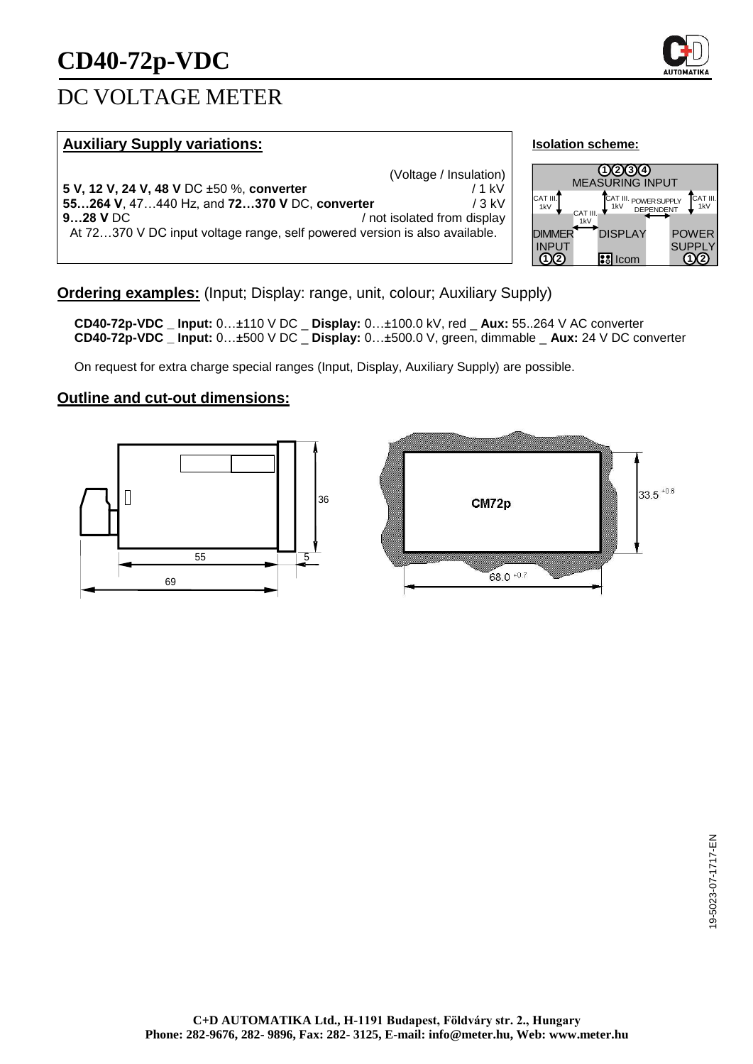# CD40-72p-VDC

## DC VOLTAGE METER

### Auxiliary Supply variations:

| | (Voltage / Insulation) |
|---|---|
| **5 V, 12 V, 24 V, 48 V** DC ±50 %, **converter** | / 1 kV |
| **55…264 V**, 47…440 Hz, and **72…370 V** DC, **converter** | / 3 kV |
| **9…28 V** DC | / not isolated from display |

At 72…370 V DC input voltage range, self powered version is also available.

### Isolation scheme:

①②③④
MEASURING INPUT

CAT III. 1kV
CAT III. 1kV
POWER SUPPLY DEPENDENT
CAT III. 1kV
CAT III. 1kV

DIMMER INPUT ①②
DISPLAY
Icom
POWER SUPPLY ①②

### Ordering examples: (Input; Display: range, unit, colour; Auxiliary Supply)

**CD40-72p-VDC _ Input:** 0…±110 V DC _ **Display:** 0…±100.0 kV, red _ **Aux:** 55..264 V AC converter
**CD40-72p-VDC _ Input:** 0…±500 V DC _ **Display:** 0…±500.0 V, green, dimmable _ **Aux:** 24 V DC converter

On request for extra charge special ranges (Input, Display, Auxiliary Supply) are possible.

### Outline and cut-out dimensions:

36
55
5
69

CM72p
33.5 +0.8
68.0 +0.7

19-5023-07-1717-EN

**C+D AUTOMATIKA Ltd., H-1191 Budapest, Földváry str. 2., Hungary**
**Phone: 282-9676, 282- 9896, Fax: 282- 3125, E-mail: info@meter.hu, Web: www.meter.hu**